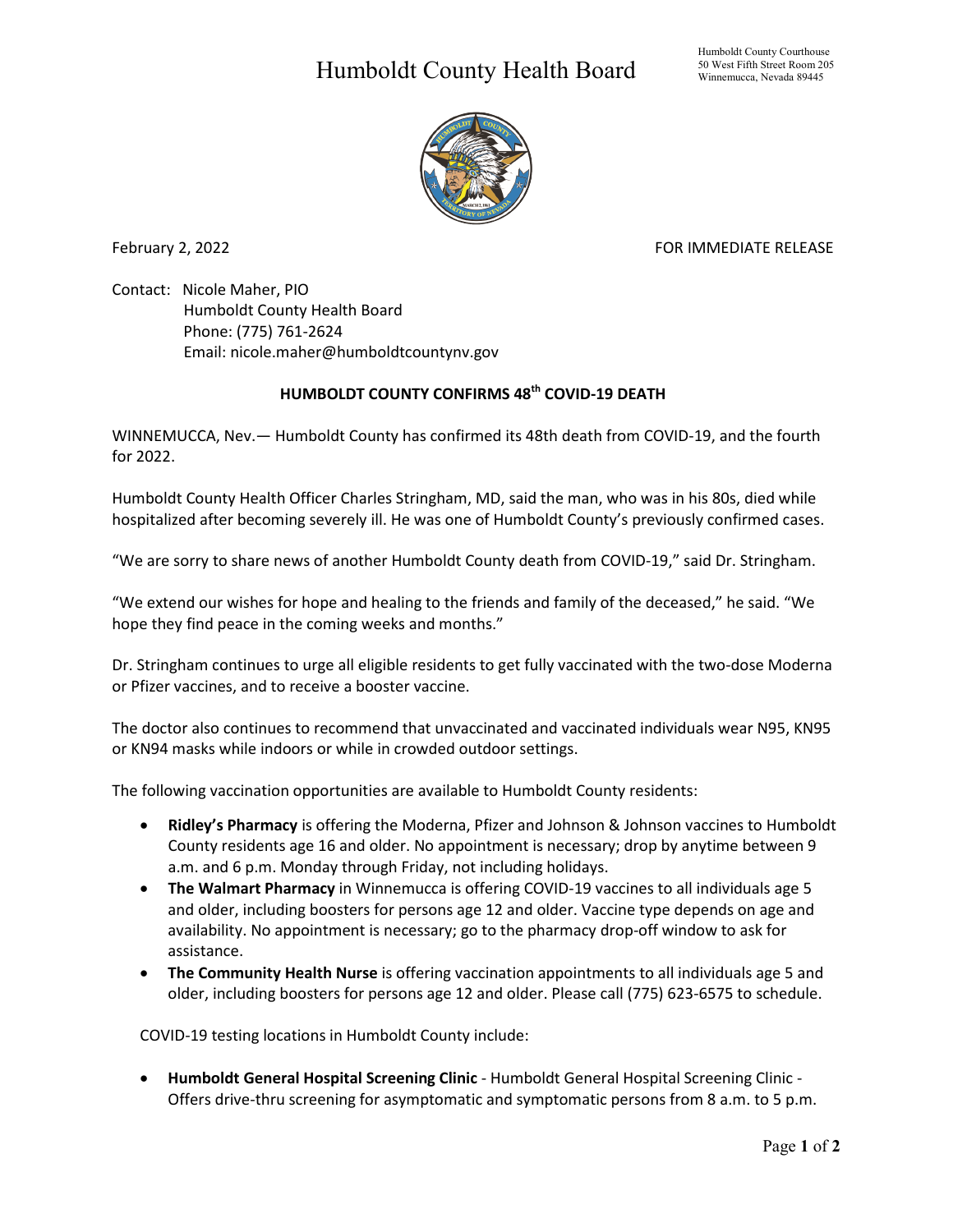# Humboldt County Health Board

Humboldt County Courthouse
50 West Fifth Street Room 205
Winnemucca, Nevada 89445

February 2, 2022

FOR IMMEDIATE RELEASE

Contact: Nicole Maher, PIO
Humboldt County Health Board
Phone: (775) 761-2624
Email: nicole.maher@humboldtcountynv.gov

## HUMBOLDT COUNTY CONFIRMS 48th COVID-19 DEATH

WINNEMUCCA, Nev.— Humboldt County has confirmed its 48th death from COVID-19, and the fourth for 2022.

Humboldt County Health Officer Charles Stringham, MD, said the man, who was in his 80s, died while hospitalized after becoming severely ill. He was one of Humboldt County's previously confirmed cases.

"We are sorry to share news of another Humboldt County death from COVID-19," said Dr. Stringham.

"We extend our wishes for hope and healing to the friends and family of the deceased," he said. "We hope they find peace in the coming weeks and months."

Dr. Stringham continues to urge all eligible residents to get fully vaccinated with the two-dose Moderna or Pfizer vaccines, and to receive a booster vaccine.

The doctor also continues to recommend that unvaccinated and vaccinated individuals wear N95, KN95 or KN94 masks while indoors or while in crowded outdoor settings.

The following vaccination opportunities are available to Humboldt County residents:

- **Ridley's Pharmacy** is offering the Moderna, Pfizer and Johnson & Johnson vaccines to Humboldt County residents age 16 and older. No appointment is necessary; drop by anytime between 9 a.m. and 6 p.m. Monday through Friday, not including holidays.
- **The Walmart Pharmacy** in Winnemucca is offering COVID-19 vaccines to all individuals age 5 and older, including boosters for persons age 12 and older. Vaccine type depends on age and availability. No appointment is necessary; go to the pharmacy drop-off window to ask for assistance.
- **The Community Health Nurse** is offering vaccination appointments to all individuals age 5 and older, including boosters for persons age 12 and older. Please call (775) 623-6575 to schedule.

COVID-19 testing locations in Humboldt County include:

- **Humboldt General Hospital Screening Clinic** - Humboldt General Hospital Screening Clinic - Offers drive-thru screening for asymptomatic and symptomatic persons from 8 a.m. to 5 p.m.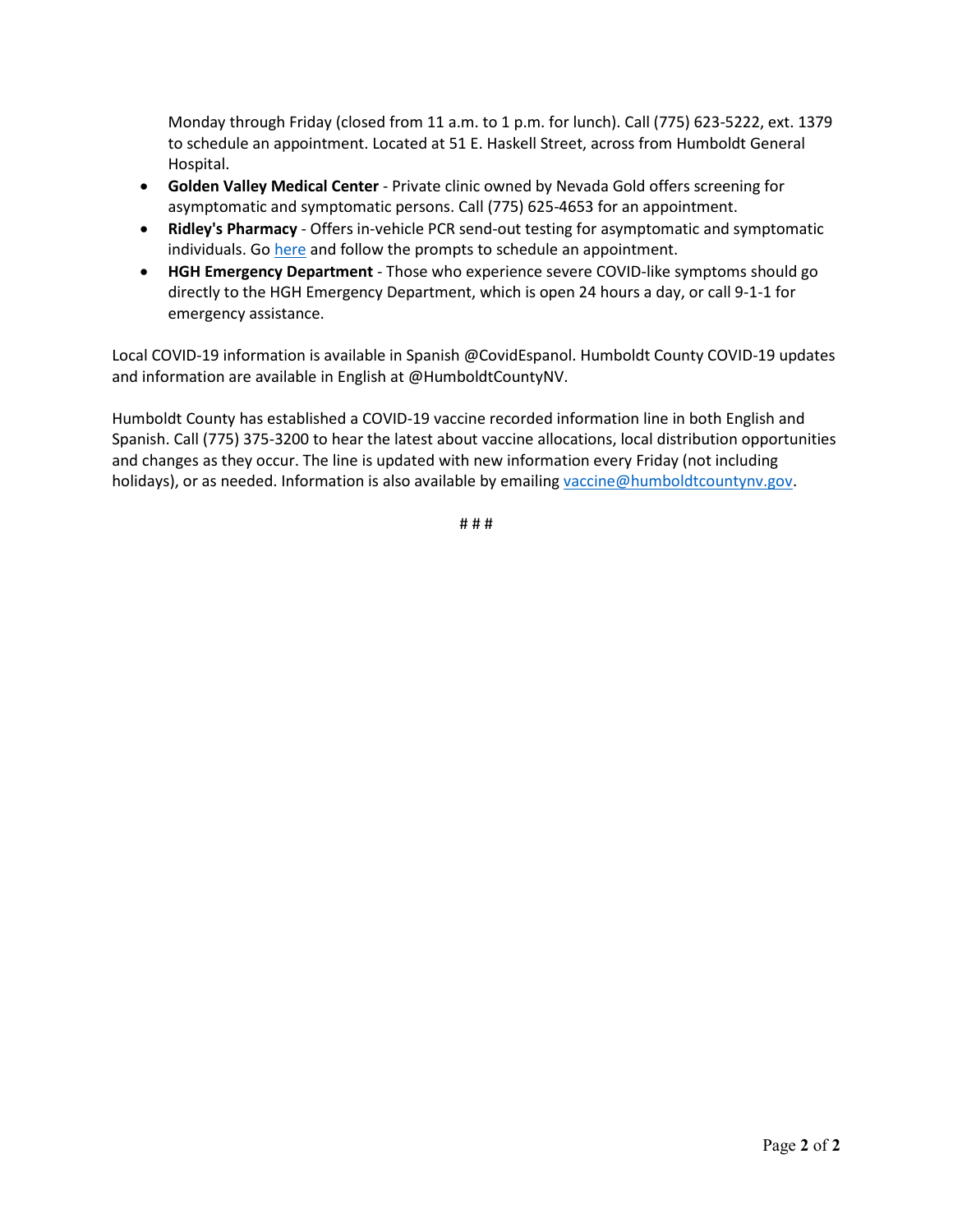Monday through Friday (closed from 11 a.m. to 1 p.m. for lunch). Call (775) 623-5222, ext. 1379 to schedule an appointment. Located at 51 E. Haskell Street, across from Humboldt General Hospital.

- **Golden Valley Medical Center** - Private clinic owned by Nevada Gold offers screening for asymptomatic and symptomatic persons. Call (775) 625-4653 for an appointment.
- **Ridley's Pharmacy** - Offers in-vehicle PCR send-out testing for asymptomatic and symptomatic individuals. Go here and follow the prompts to schedule an appointment.
- **HGH Emergency Department** - Those who experience severe COVID-like symptoms should go directly to the HGH Emergency Department, which is open 24 hours a day, or call 9-1-1 for emergency assistance.

Local COVID-19 information is available in Spanish @CovidEspanol. Humboldt County COVID-19 updates and information are available in English at @HumboldtCountyNV.

Humboldt County has established a COVID-19 vaccine recorded information line in both English and Spanish. Call (775) 375-3200 to hear the latest about vaccine allocations, local distribution opportunities and changes as they occur. The line is updated with new information every Friday (not including holidays), or as needed. Information is also available by emailing vaccine@humboldtcountynv.gov.

# # #